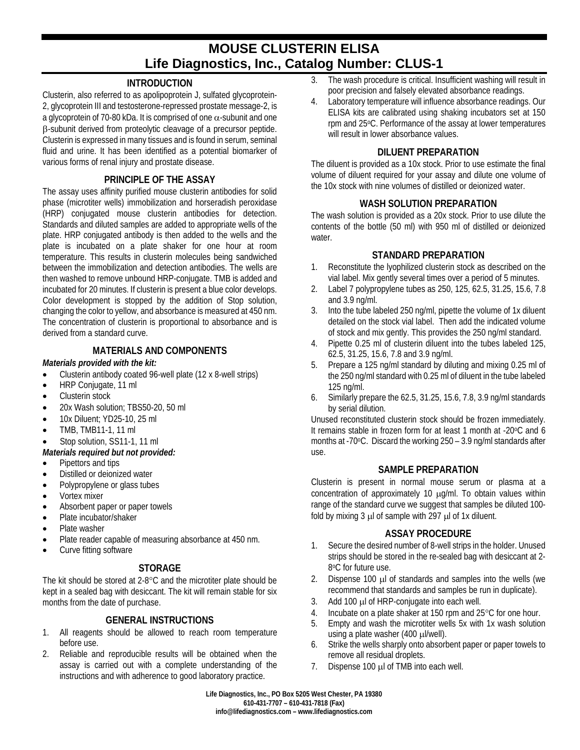# MOUSE CLUSTERIN ELISA
## Life Diagnostics, Inc., Catalog Number: CLUS-1

### INTRODUCTION

Clusterin, also referred to as apolipoprotein J, sulfated glycoprotein-2, glycoprotein III and testosterone-repressed prostate message-2, is a glycoprotein of 70-80 kDa. It is comprised of one $\alpha$-subunit and one $\beta$-subunit derived from proteolytic cleavage of a precursor peptide. Clusterin is expressed in many tissues and is found in serum, seminal fluid and urine. It has been identified as a potential biomarker of various forms of renal injury and prostate disease.

### PRINCIPLE OF THE ASSAY

The assay uses affinity purified mouse clusterin antibodies for solid phase (microtiter wells) immobilization and horseradish peroxidase (HRP) conjugated mouse clusterin antibodies for detection. Standards and diluted samples are added to appropriate wells of the plate. HRP conjugated antibody is then added to the wells and the plate is incubated on a plate shaker for one hour at room temperature. This results in clusterin molecules being sandwiched between the immobilization and detection antibodies. The wells are then washed to remove unbound HRP-conjugate. TMB is added and incubated for 20 minutes. If clusterin is present a blue color develops. Color development is stopped by the addition of Stop solution, changing the color to yellow, and absorbance is measured at 450 nm. The concentration of clusterin is proportional to absorbance and is derived from a standard curve.

### MATERIALS AND COMPONENTS

***Materials provided with the kit:***

- Clusterin antibody coated 96-well plate (12 x 8-well strips)
- HRP Conjugate, 11 ml
- Clusterin stock
- 20x Wash solution; TBS50-20, 50 ml
- 10x Diluent; YD25-10, 25 ml
- TMB, TMB11-1, 11 ml
- Stop solution, SS11-1, 11 ml

***Materials required but not provided:***

- Pipettors and tips
- Distilled or deionized water
- Polypropylene or glass tubes
- Vortex mixer
- Absorbent paper or paper towels
- Plate incubator/shaker
- Plate washer
- Plate reader capable of measuring absorbance at 450 nm.
- Curve fitting software

### STORAGE

The kit should be stored at 2-8°C and the microtiter plate should be kept in a sealed bag with desiccant. The kit will remain stable for six months from the date of purchase.

### GENERAL INSTRUCTIONS

1. All reagents should be allowed to reach room temperature before use.
2. Reliable and reproducible results will be obtained when the assay is carried out with a complete understanding of the instructions and with adherence to good laboratory practice.
3. The wash procedure is critical. Insufficient washing will result in poor precision and falsely elevated absorbance readings.
4. Laboratory temperature will influence absorbance readings. Our ELISA kits are calibrated using shaking incubators set at 150 rpm and 25°C. Performance of the assay at lower temperatures will result in lower absorbance values.

### DILUENT PREPARATION

The diluent is provided as a 10x stock. Prior to use estimate the final volume of diluent required for your assay and dilute one volume of the 10x stock with nine volumes of distilled or deionized water.

### WASH SOLUTION PREPARATION

The wash solution is provided as a 20x stock. Prior to use dilute the contents of the bottle (50 ml) with 950 ml of distilled or deionized water.

### STANDARD PREPARATION

1. Reconstitute the lyophilized clusterin stock as described on the vial label. Mix gently several times over a period of 5 minutes.
2. Label 7 polypropylene tubes as 250, 125, 62.5, 31.25, 15.6, 7.8 and 3.9 ng/ml.
3. Into the tube labeled 250 ng/ml, pipette the volume of 1x diluent detailed on the stock vial label. Then add the indicated volume of stock and mix gently. This provides the 250 ng/ml standard.
4. Pipette 0.25 ml of clusterin diluent into the tubes labeled 125, 62.5, 31.25, 15.6, 7.8 and 3.9 ng/ml.
5. Prepare a 125 ng/ml standard by diluting and mixing 0.25 ml of the 250 ng/ml standard with 0.25 ml of diluent in the tube labeled 125 ng/ml.
6. Similarly prepare the 62.5, 31.25, 15.6, 7.8, 3.9 ng/ml standards by serial dilution.

Unused reconstituted clusterin stock should be frozen immediately. It remains stable in frozen form for at least 1 month at -20°C and 6 months at -70°C. Discard the working 250 – 3.9 ng/ml standards after use.

### SAMPLE PREPARATION

Clusterin is present in normal mouse serum or plasma at a concentration of approximately 10 μg/ml. To obtain values within range of the standard curve we suggest that samples be diluted 100-fold by mixing 3 μl of sample with 297 μl of 1x diluent.

### ASSAY PROCEDURE

1. Secure the desired number of 8-well strips in the holder. Unused strips should be stored in the re-sealed bag with desiccant at 2-8°C for future use.
2. Dispense 100 μl of standards and samples into the wells (we recommend that standards and samples be run in duplicate).
3. Add 100 μl of HRP-conjugate into each well.
4. Incubate on a plate shaker at 150 rpm and 25°C for one hour.
5. Empty and wash the microtiter wells 5x with 1x wash solution using a plate washer (400 μl/well).
6. Strike the wells sharply onto absorbent paper or paper towels to remove all residual droplets.
7. Dispense 100 μl of TMB into each well.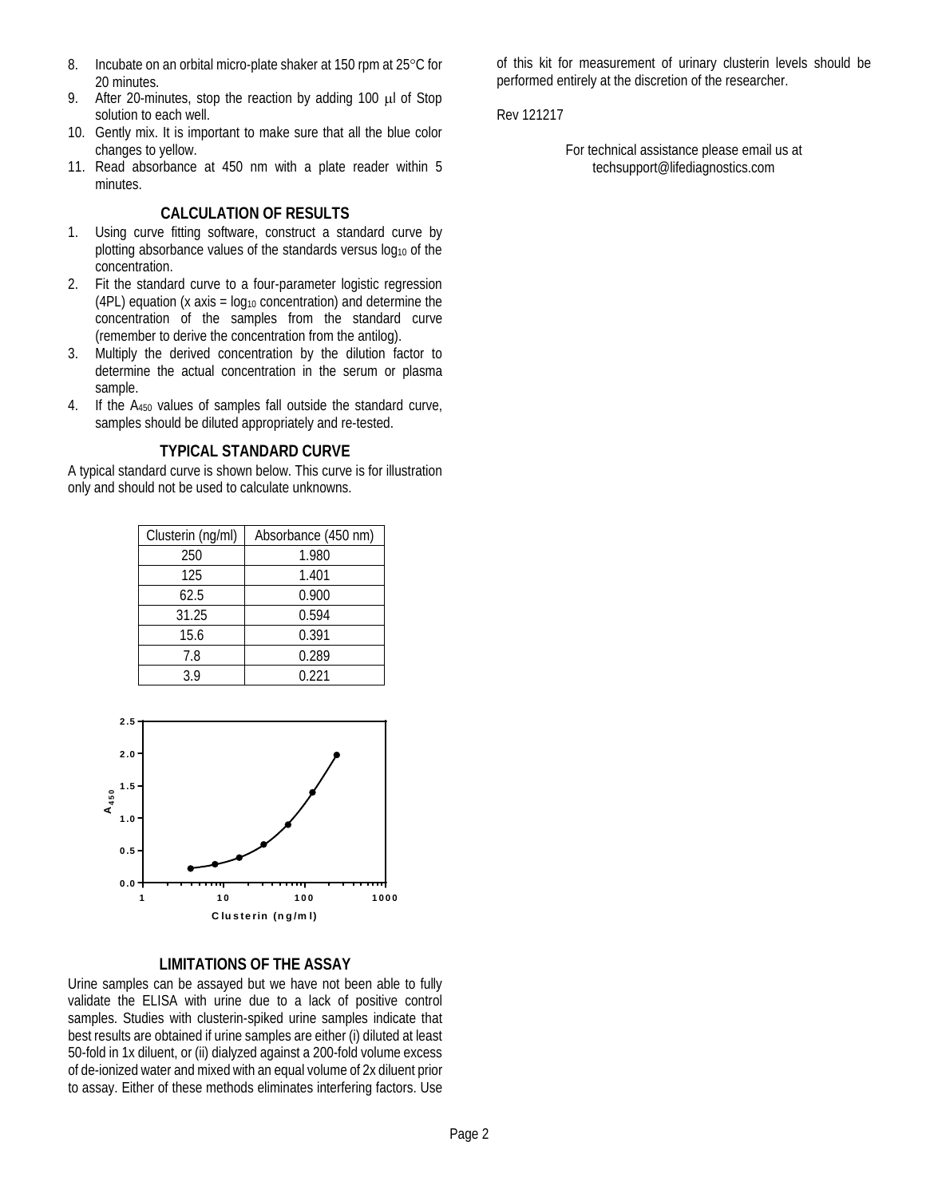8. Incubate on an orbital micro-plate shaker at 150 rpm at 25°C for 20 minutes.
9. After 20-minutes, stop the reaction by adding 100 μl of Stop solution to each well.
10. Gently mix. It is important to make sure that all the blue color changes to yellow.
11. Read absorbance at 450 nm with a plate reader within 5 minutes.

## CALCULATION OF RESULTS

1. Using curve fitting software, construct a standard curve by plotting absorbance values of the standards versus $\log_{10}$ of the concentration.
2. Fit the standard curve to a four-parameter logistic regression (4PL) equation (x axis = $\log_{10}$ concentration) and determine the concentration of the samples from the standard curve (remember to derive the concentration from the antilog).
3. Multiply the derived concentration by the dilution factor to determine the actual concentration in the serum or plasma sample.
4. If the $A_{450}$ values of samples fall outside the standard curve, samples should be diluted appropriately and re-tested.

## TYPICAL STANDARD CURVE

A typical standard curve is shown below. This curve is for illustration only and should not be used to calculate unknowns.

| Clusterin (ng/ml) | Absorbance (450 nm) |
|---|---|
| 250 | 1.980 |
| 125 | 1.401 |
| 62.5 | 0.900 |
| 31.25 | 0.594 |
| 15.6 | 0.391 |
| 7.8 | 0.289 |
| 3.9 | 0.221 |

$A_{450}$

2.5
2.0
1.5
1.0
0.5
0.0

1
10
100
1000

Clusterin (ng/ml)

## LIMITATIONS OF THE ASSAY

Urine samples can be assayed but we have not been able to fully validate the ELISA with urine due to a lack of positive control samples. Studies with clusterin-spiked urine samples indicate that best results are obtained if urine samples are either (i) diluted at least 50-fold in 1x diluent, or (ii) dialyzed against a 200-fold volume excess of de-ionized water and mixed with an equal volume of 2x diluent prior to assay. Either of these methods eliminates interfering factors. Use of this kit for measurement of urinary clusterin levels should be performed entirely at the discretion of the researcher.

Rev 121217

For technical assistance please email us at techsupport@lifediagnostics.com